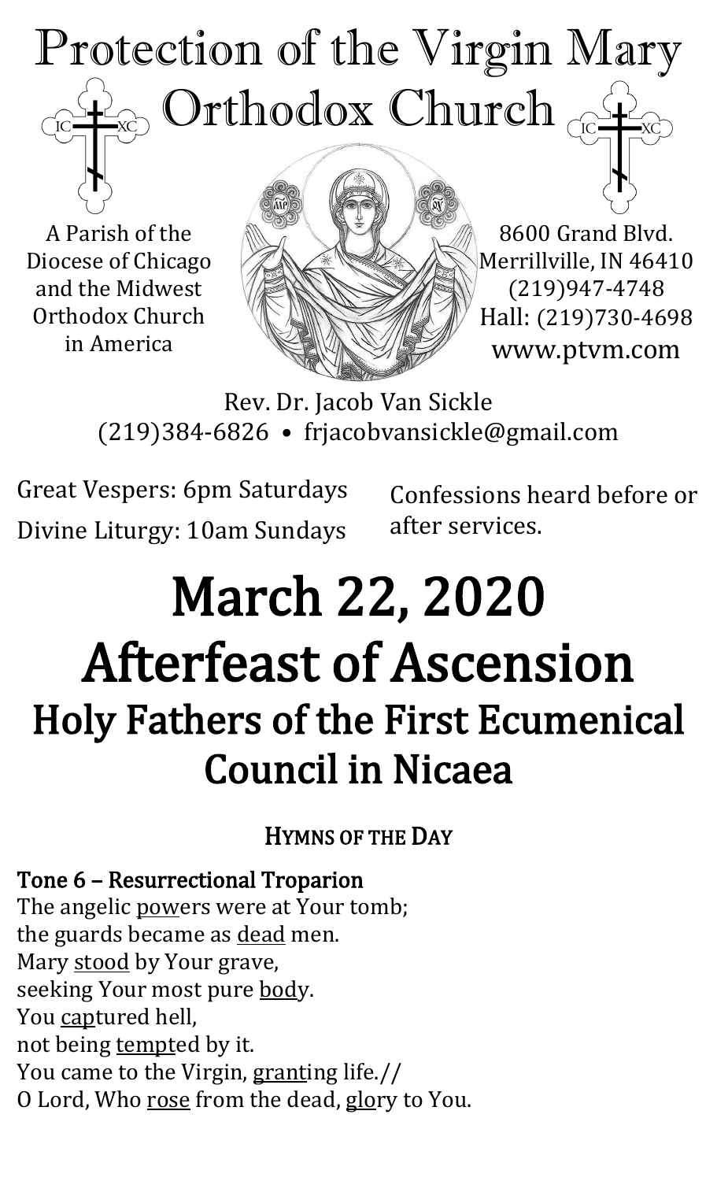# Protection of the Virgin Mary Orthodox Church

A Parish of the Diocese of Chicago and the Midwest Orthodox Church in America

8600 Grand Blvd.
Merrillville, IN 46410
(219)947-4748
Hall: (219)730-4698
www.ptvm.com

Rev. Dr. Jacob Van Sickle
(219)384-6826 • frjacobvansickle@gmail.com

Great Vespers: 6pm Saturdays
Divine Liturgy: 10am Sundays

Confessions heard before or after services.

# March 22, 2020
# Afterfeast of Ascension
## Holy Fathers of the First Ecumenical Council in Nicaea

### Hymns of the Day

**Tone 6 – Resurrectional Troparion**

The angelic powers were at Your tomb;
the guards became as dead men.
Mary stood by Your grave,
seeking Your most pure body.
You captured hell,
not being tempted by it.
You came to the Virgin, granting life.//
O Lord, Who rose from the dead, glory to You.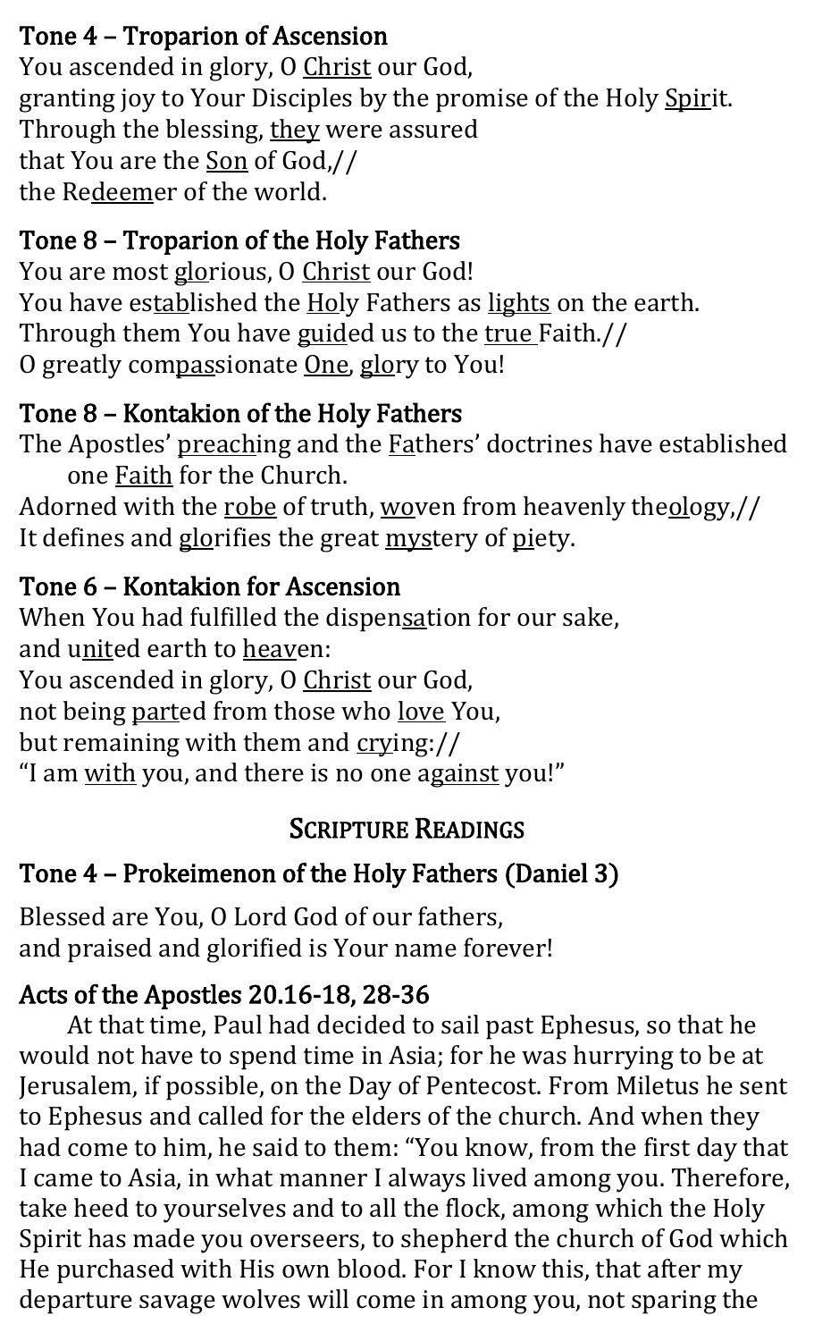## Tone 4 – Troparion of Ascension

You ascended in glory, O Christ our God,
granting joy to Your Disciples by the promise of the Holy Spirit.
Through the blessing, they were assured
that You are the Son of God,//
the Redeemer of the world.

## Tone 8 – Troparion of the Holy Fathers

You are most glorious, O Christ our God!
You have established the Holy Fathers as lights on the earth.
Through them You have guided us to the true Faith.//
O greatly compassionate One, glory to You!

## Tone 8 – Kontakion of the Holy Fathers

The Apostles' preaching and the Fathers' doctrines have established one Faith for the Church.
Adorned with the robe of truth, woven from heavenly theology,//
It defines and glorifies the great mystery of piety.

## Tone 6 – Kontakion for Ascension

When You had fulfilled the dispensation for our sake,
and united earth to heaven:
You ascended in glory, O Christ our God,
not being parted from those who love You,
but remaining with them and crying://
"I am with you, and there is no one against you!"

# Scripture Readings

## Tone 4 – Prokeimenon of the Holy Fathers (Daniel 3)

Blessed are You, O Lord God of our fathers,
and praised and glorified is Your name forever!

## Acts of the Apostles 20.16-18, 28-36

At that time, Paul had decided to sail past Ephesus, so that he would not have to spend time in Asia; for he was hurrying to be at Jerusalem, if possible, on the Day of Pentecost. From Miletus he sent to Ephesus and called for the elders of the church. And when they had come to him, he said to them: "You know, from the first day that I came to Asia, in what manner I always lived among you. Therefore, take heed to yourselves and to all the flock, among which the Holy Spirit has made you overseers, to shepherd the church of God which He purchased with His own blood. For I know this, that after my departure savage wolves will come in among you, not sparing the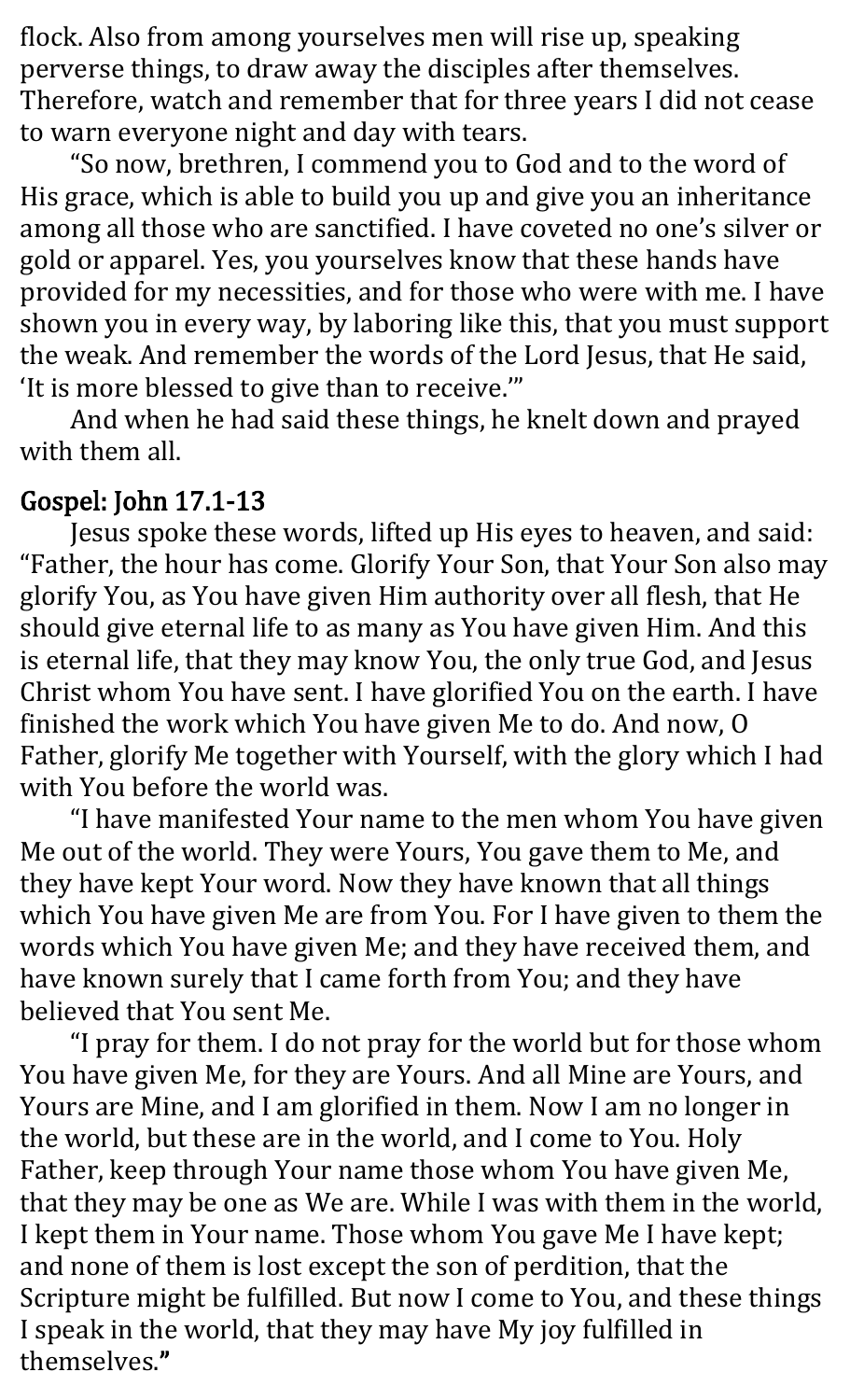flock. Also from among yourselves men will rise up, speaking perverse things, to draw away the disciples after themselves. Therefore, watch and remember that for three years I did not cease to warn everyone night and day with tears.

"So now, brethren, I commend you to God and to the word of His grace, which is able to build you up and give you an inheritance among all those who are sanctified. I have coveted no one's silver or gold or apparel. Yes, you yourselves know that these hands have provided for my necessities, and for those who were with me. I have shown you in every way, by laboring like this, that you must support the weak. And remember the words of the Lord Jesus, that He said, 'It is more blessed to give than to receive.'"

And when he had said these things, he knelt down and prayed with them all.

## Gospel: John 17.1-13

Jesus spoke these words, lifted up His eyes to heaven, and said: "Father, the hour has come. Glorify Your Son, that Your Son also may glorify You, as You have given Him authority over all flesh, that He should give eternal life to as many as You have given Him. And this is eternal life, that they may know You, the only true God, and Jesus Christ whom You have sent. I have glorified You on the earth. I have finished the work which You have given Me to do. And now, O Father, glorify Me together with Yourself, with the glory which I had with You before the world was.

"I have manifested Your name to the men whom You have given Me out of the world. They were Yours, You gave them to Me, and they have kept Your word. Now they have known that all things which You have given Me are from You. For I have given to them the words which You have given Me; and they have received them, and have known surely that I came forth from You; and they have believed that You sent Me.

"I pray for them. I do not pray for the world but for those whom You have given Me, for they are Yours. And all Mine are Yours, and Yours are Mine, and I am glorified in them. Now I am no longer in the world, but these are in the world, and I come to You. Holy Father, keep through Your name those whom You have given Me, that they may be one as We are. While I was with them in the world, I kept them in Your name. Those whom You gave Me I have kept; and none of them is lost except the son of perdition, that the Scripture might be fulfilled. But now I come to You, and these things I speak in the world, that they may have My joy fulfilled in themselves."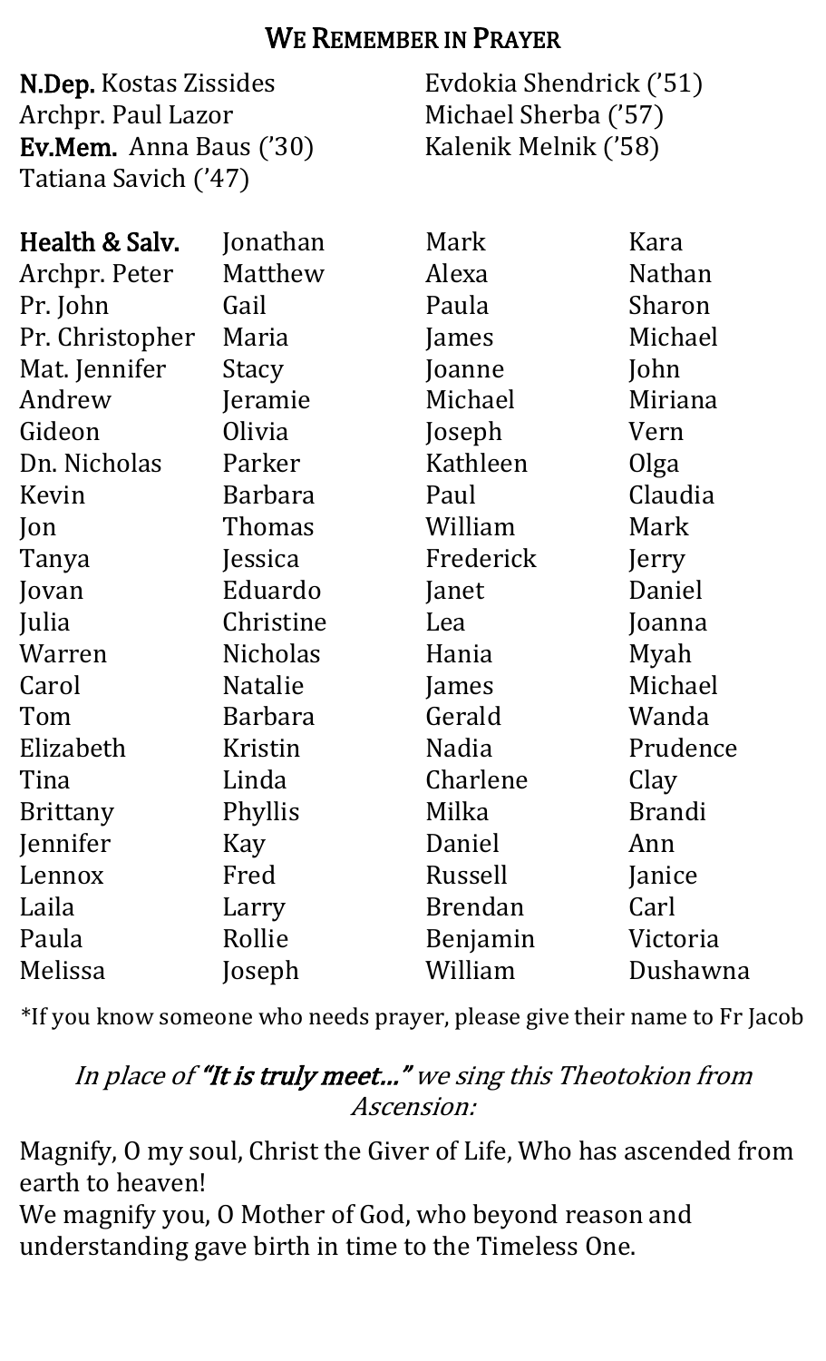## We Remember in Prayer

**N.Dep.** Kostas Zissides
Archpr. Paul Lazor
**Ev.Mem.** Anna Baus ('30)
Tatiana Savich ('47)
Evdokia Shendrick ('51)
Michael Sherba ('57)
Kalenik Melnik ('58)

| **Health & Salv.** | Jonathan | Mark | Kara |
|---|---|---|---|
| Archpr. Peter | Matthew | Alexa | Nathan |
| Pr. John | Gail | Paula | Sharon |
| Pr. Christopher | Maria | James | Michael |
| Mat. Jennifer | Stacy | Joanne | John |
| Andrew | Jeramie | Michael | Miriana |
| Gideon | Olivia | Joseph | Vern |
| Dn. Nicholas | Parker | Kathleen | Olga |
| Kevin | Barbara | Paul | Claudia |
| Jon | Thomas | William | Mark |
| Tanya | Jessica | Frederick | Jerry |
| Jovan | Eduardo | Janet | Daniel |
| Julia | Christine | Lea | Joanna |
| Warren | Nicholas | Hania | Myah |
| Carol | Natalie | James | Michael |
| Tom | Barbara | Gerald | Wanda |
| Elizabeth | Kristin | Nadia | Prudence |
| Tina | Linda | Charlene | Clay |
| Brittany | Phyllis | Milka | Brandi |
| Jennifer | Kay | Daniel | Ann |
| Lennox | Fred | Russell | Janice |
| Laila | Larry | Brendan | Carl |
| Paula | Rollie | Benjamin | Victoria |
| Melissa | Joseph | William | Dushawna |

*If you know someone who needs prayer, please give their name to Fr Jacob

*In place of* **"It is truly meet…"** *we sing this Theotokion from Ascension:*

Magnify, O my soul, Christ the Giver of Life, Who has ascended from earth to heaven!
We magnify you, O Mother of God, who beyond reason and understanding gave birth in time to the Timeless One.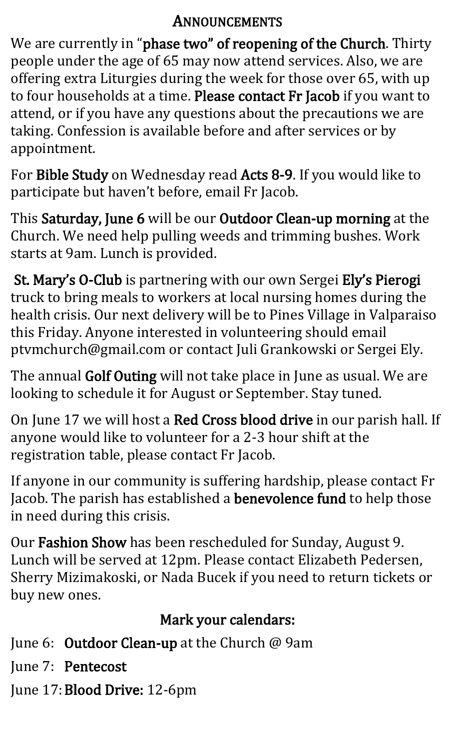## Announcements

We are currently in "**phase two" of reopening of the Church**. Thirty people under the age of 65 may now attend services. Also, we are offering extra Liturgies during the week for those over 65, with up to four households at a time. **Please contact Fr Jacob** if you want to attend, or if you have any questions about the precautions we are taking. Confession is available before and after services or by appointment.

For **Bible Study** on Wednesday read **Acts 8-9**. If you would like to participate but haven't before, email Fr Jacob.

This **Saturday, June 6** will be our **Outdoor Clean-up morning** at the Church. We need help pulling weeds and trimming bushes. Work starts at 9am. Lunch is provided.

**St. Mary's O-Club** is partnering with our own Sergei **Ely's Pierogi** truck to bring meals to workers at local nursing homes during the health crisis. Our next delivery will be to Pines Village in Valparaiso this Friday. Anyone interested in volunteering should email ptvmchurch@gmail.com or contact Juli Grankowski or Sergei Ely.

The annual **Golf Outing** will not take place in June as usual. We are looking to schedule it for August or September. Stay tuned.

On June 17 we will host a **Red Cross blood drive** in our parish hall. If anyone would like to volunteer for a 2-3 hour shift at the registration table, please contact Fr Jacob.

If anyone in our community is suffering hardship, please contact Fr Jacob. The parish has established a **benevolence fund** to help those in need during this crisis.

Our **Fashion Show** has been rescheduled for Sunday, August 9. Lunch will be served at 12pm. Please contact Elizabeth Pedersen, Sherry Mizimakoski, or Nada Bucek if you need to return tickets or buy new ones.

### Mark your calendars:

June 6: **Outdoor Clean-up** at the Church @ 9am

June 7: **Pentecost**

June 17: **Blood Drive:** 12-6pm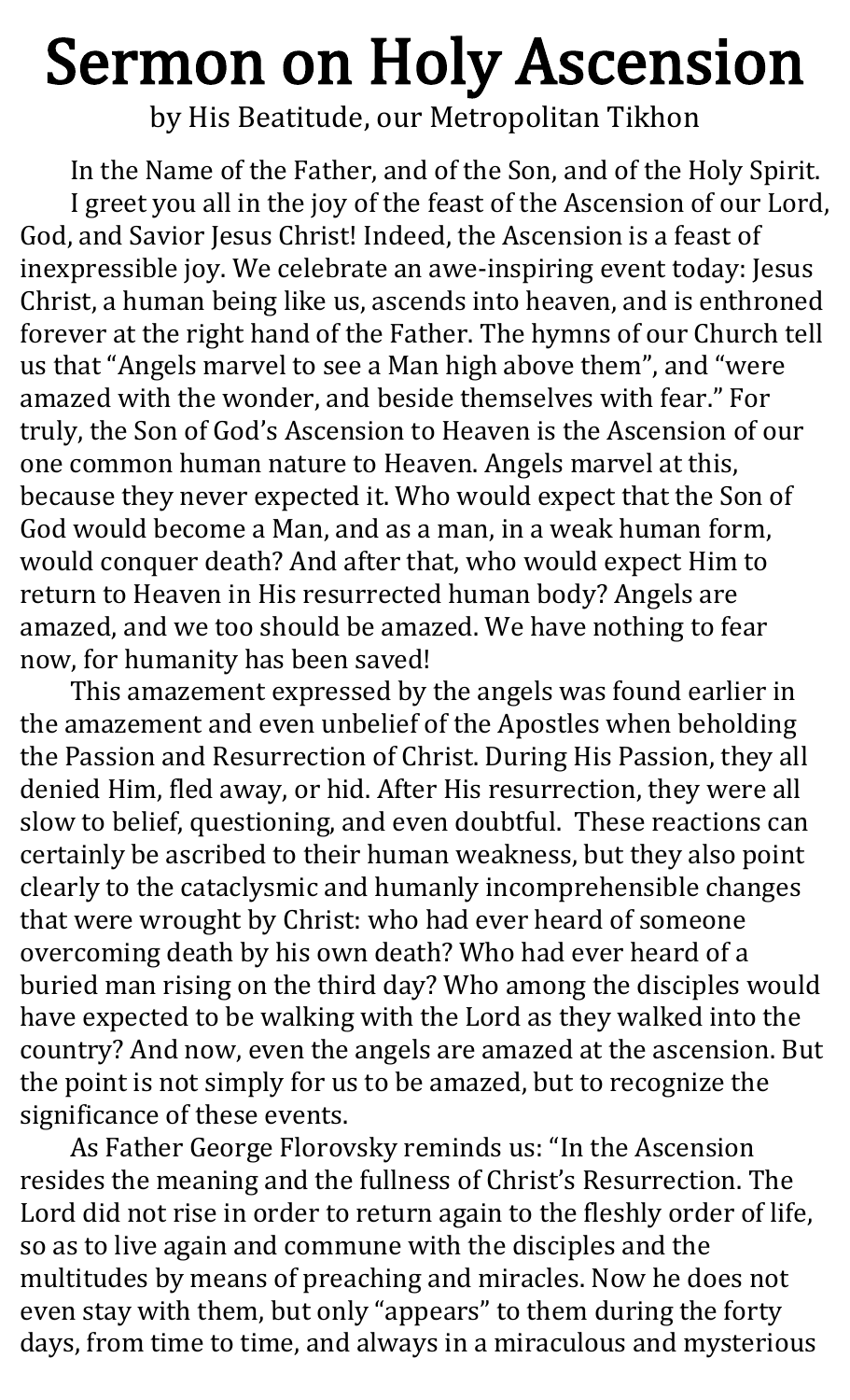# Sermon on Holy Ascension

by His Beatitude, our Metropolitan Tikhon

In the Name of the Father, and of the Son, and of the Holy Spirit.

I greet you all in the joy of the feast of the Ascension of our Lord, God, and Savior Jesus Christ! Indeed, the Ascension is a feast of inexpressible joy. We celebrate an awe-inspiring event today: Jesus Christ, a human being like us, ascends into heaven, and is enthroned forever at the right hand of the Father. The hymns of our Church tell us that "Angels marvel to see a Man high above them", and "were amazed with the wonder, and beside themselves with fear." For truly, the Son of God's Ascension to Heaven is the Ascension of our one common human nature to Heaven. Angels marvel at this, because they never expected it. Who would expect that the Son of God would become a Man, and as a man, in a weak human form, would conquer death? And after that, who would expect Him to return to Heaven in His resurrected human body? Angels are amazed, and we too should be amazed. We have nothing to fear now, for humanity has been saved!

This amazement expressed by the angels was found earlier in the amazement and even unbelief of the Apostles when beholding the Passion and Resurrection of Christ. During His Passion, they all denied Him, fled away, or hid. After His resurrection, they were all slow to belief, questioning, and even doubtful. These reactions can certainly be ascribed to their human weakness, but they also point clearly to the cataclysmic and humanly incomprehensible changes that were wrought by Christ: who had ever heard of someone overcoming death by his own death? Who had ever heard of a buried man rising on the third day? Who among the disciples would have expected to be walking with the Lord as they walked into the country? And now, even the angels are amazed at the ascension. But the point is not simply for us to be amazed, but to recognize the significance of these events.

As Father George Florovsky reminds us: "In the Ascension resides the meaning and the fullness of Christ's Resurrection. The Lord did not rise in order to return again to the fleshly order of life, so as to live again and commune with the disciples and the multitudes by means of preaching and miracles. Now he does not even stay with them, but only "appears" to them during the forty days, from time to time, and always in a miraculous and mysterious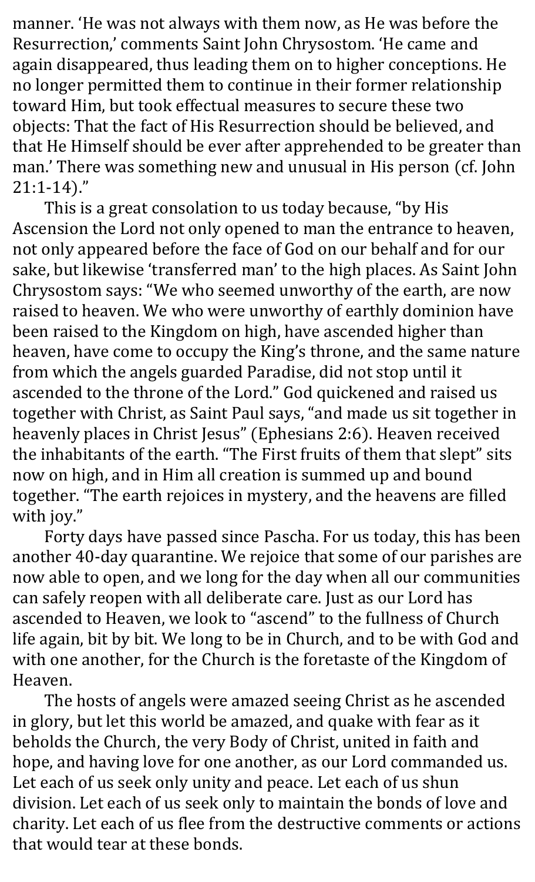manner. 'He was not always with them now, as He was before the Resurrection,' comments Saint John Chrysostom. 'He came and again disappeared, thus leading them on to higher conceptions. He no longer permitted them to continue in their former relationship toward Him, but took effectual measures to secure these two objects: That the fact of His Resurrection should be believed, and that He Himself should be ever after apprehended to be greater than man.' There was something new and unusual in His person (cf. John 21:1-14)."

This is a great consolation to us today because, "by His Ascension the Lord not only opened to man the entrance to heaven, not only appeared before the face of God on our behalf and for our sake, but likewise 'transferred man' to the high places. As Saint John Chrysostom says: "We who seemed unworthy of the earth, are now raised to heaven. We who were unworthy of earthly dominion have been raised to the Kingdom on high, have ascended higher than heaven, have come to occupy the King's throne, and the same nature from which the angels guarded Paradise, did not stop until it ascended to the throne of the Lord." God quickened and raised us together with Christ, as Saint Paul says, "and made us sit together in heavenly places in Christ Jesus" (Ephesians 2:6). Heaven received the inhabitants of the earth. "The First fruits of them that slept" sits now on high, and in Him all creation is summed up and bound together. "The earth rejoices in mystery, and the heavens are filled with joy."

Forty days have passed since Pascha. For us today, this has been another 40-day quarantine. We rejoice that some of our parishes are now able to open, and we long for the day when all our communities can safely reopen with all deliberate care. Just as our Lord has ascended to Heaven, we look to "ascend" to the fullness of Church life again, bit by bit. We long to be in Church, and to be with God and with one another, for the Church is the foretaste of the Kingdom of Heaven.

The hosts of angels were amazed seeing Christ as he ascended in glory, but let this world be amazed, and quake with fear as it beholds the Church, the very Body of Christ, united in faith and hope, and having love for one another, as our Lord commanded us. Let each of us seek only unity and peace. Let each of us shun division. Let each of us seek only to maintain the bonds of love and charity. Let each of us flee from the destructive comments or actions that would tear at these bonds.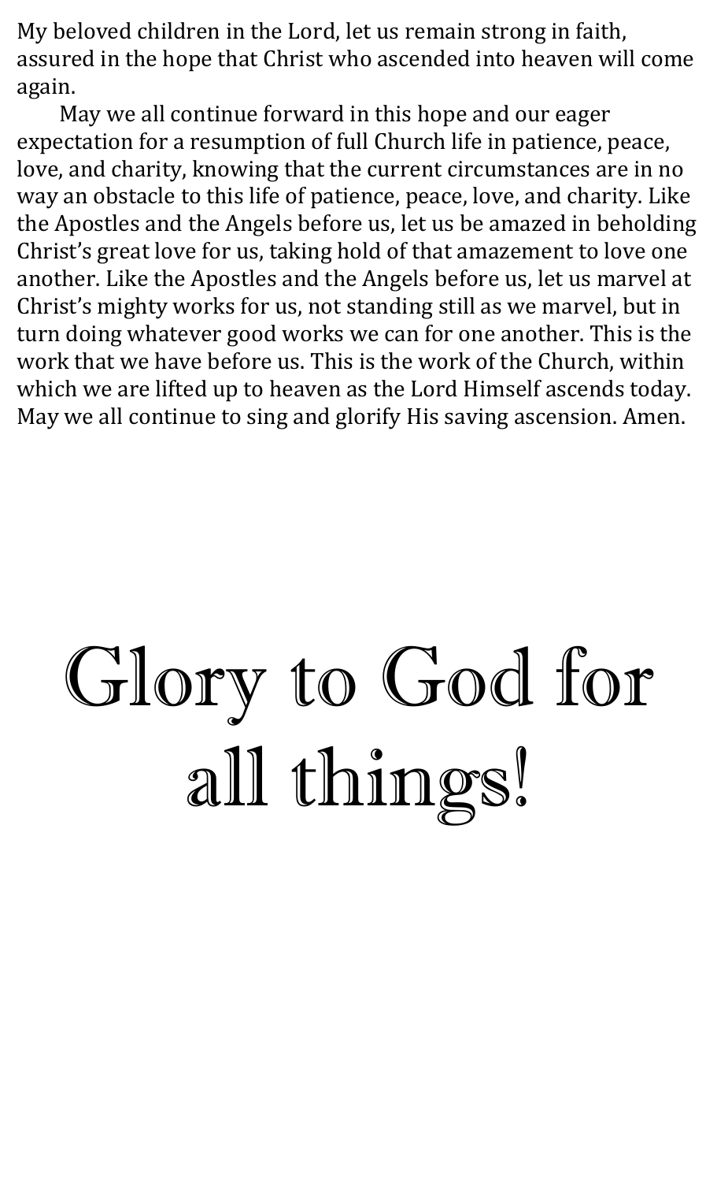My beloved children in the Lord, let us remain strong in faith, assured in the hope that Christ who ascended into heaven will come again.

May we all continue forward in this hope and our eager expectation for a resumption of full Church life in patience, peace, love, and charity, knowing that the current circumstances are in no way an obstacle to this life of patience, peace, love, and charity. Like the Apostles and the Angels before us, let us be amazed in beholding Christ's great love for us, taking hold of that amazement to love one another. Like the Apostles and the Angels before us, let us marvel at Christ's mighty works for us, not standing still as we marvel, but in turn doing whatever good works we can for one another. This is the work that we have before us. This is the work of the Church, within which we are lifted up to heaven as the Lord Himself ascends today. May we all continue to sing and glorify His saving ascension. Amen.

# Glory to God for all things!